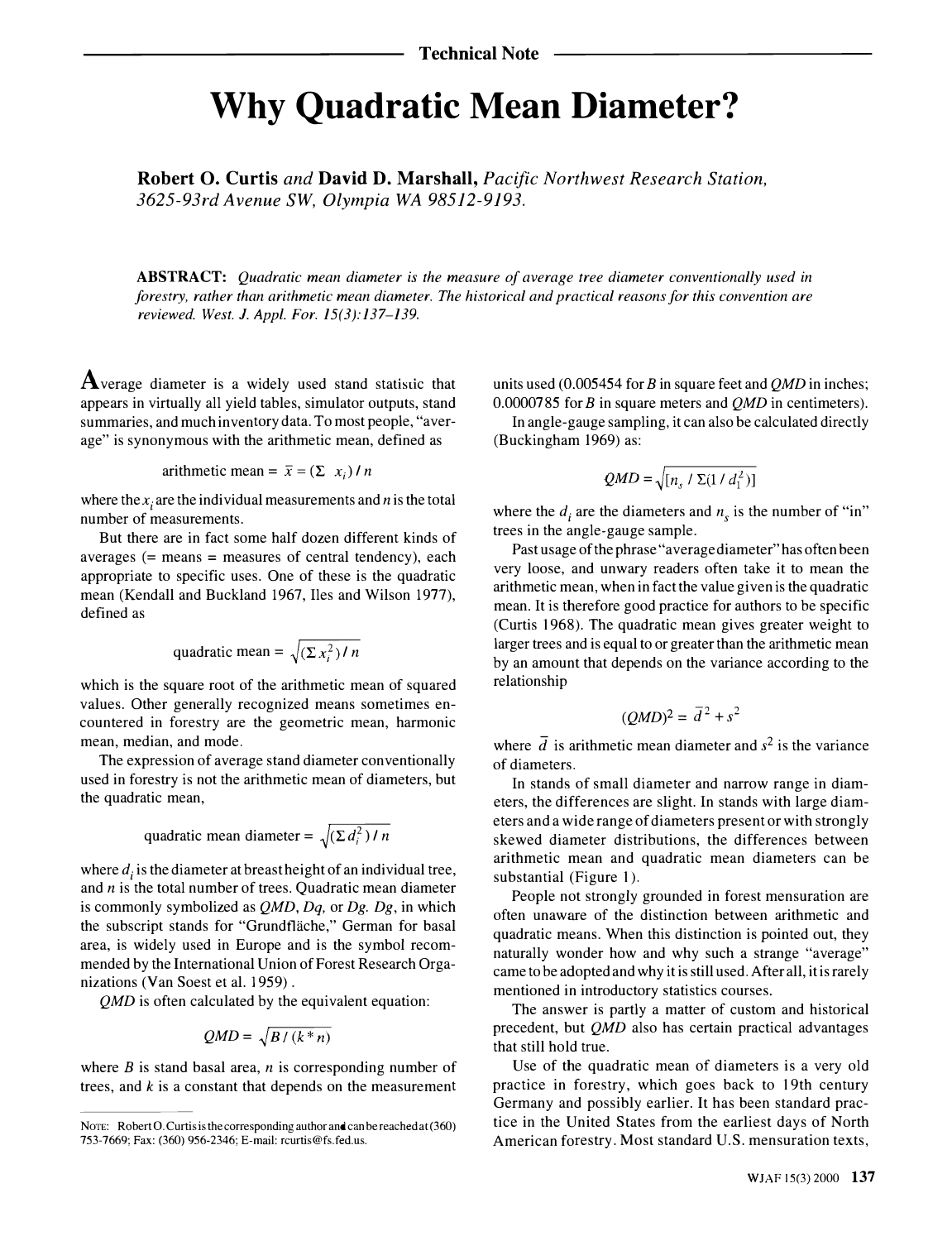Technical Note

# Why Quadratic Mean Diameter?

**Robert O. Curtis** *and* **David D. Marshall,** *Pacific Northwest Research Station, 3625-93rd Avenue SW, Olympia WA 98512-9193.*

**ABSTRACT:** *Quadratic mean diameter is the measure of average tree diameter conventionally used in forestry, rather than arithmetic mean diameter. The historical and practical reasons for this convention are reviewed. West. J. Appl. For. 15(3):137–139.*

Average diameter is a widely used stand statistic that appears in virtually all yield tables, simulator outputs, stand summaries, and much inventory data. To most people, "average" is synonymous with the arithmetic mean, defined as

$$\text{arithmetic mean} = \bar{x} = (\Sigma\ x_i)\ /\ n$$

where the $x_i$ are the individual measurements and $n$ is the total number of measurements.

But there are in fact some half dozen different kinds of averages (= means = measures of central tendency), each appropriate to specific uses. One of these is the quadratic mean (Kendall and Buckland 1967, Iles and Wilson 1977), defined as

$$\text{quadratic mean} = \sqrt{(\Sigma x_i^2)\ /\ n}$$

which is the square root of the arithmetic mean of squared values. Other generally recognized means sometimes encountered in forestry are the geometric mean, harmonic mean, median, and mode.

The expression of average stand diameter conventionally used in forestry is not the arithmetic mean of diameters, but the quadratic mean,

$$\text{quadratic mean diameter} = \sqrt{(\Sigma d_i^2)\ /\ n}$$

where $d_i$ is the diameter at breast height of an individual tree, and $n$ is the total number of trees. Quadratic mean diameter is commonly symbolized as *QMD*, *Dq*, or *Dg*. *Dg*, in which the subscript stands for "Grundfläche," German for basal area, is widely used in Europe and is the symbol recommended by the International Union of Forest Research Organizations (Van Soest et al. 1959).

*QMD* is often calculated by the equivalent equation:

$$QMD = \sqrt{B\ /\ (k * n)}$$

where $B$ is stand basal area, $n$ is corresponding number of trees, and $k$ is a constant that depends on the measurement units used (0.005454 for $B$ in square feet and *QMD* in inches; 0.0000785 for $B$ in square meters and *QMD* in centimeters).

In angle-gauge sampling, it can also be calculated directly (Buckingham 1969) as:

$$QMD = \sqrt{[n_s\ /\ \Sigma(1\ /\ d_i^2)]}$$

where the $d_i$ are the diameters and $n_s$ is the number of "in" trees in the angle-gauge sample.

Past usage of the phrase "average diameter" has often been very loose, and unwary readers often take it to mean the arithmetic mean, when in fact the value given is the quadratic mean. It is therefore good practice for authors to be specific (Curtis 1968). The quadratic mean gives greater weight to larger trees and is equal to or greater than the arithmetic mean by an amount that depends on the variance according to the relationship

$$(QMD)^2 = \bar{d}^2 + s^2$$

where $\bar{d}$ is arithmetic mean diameter and $s^2$ is the variance of diameters.

In stands of small diameter and narrow range in diameters, the differences are slight. In stands with large diameters and a wide range of diameters present or with strongly skewed diameter distributions, the differences between arithmetic mean and quadratic mean diameters can be substantial (Figure 1).

People not strongly grounded in forest mensuration are often unaware of the distinction between arithmetic and quadratic means. When this distinction is pointed out, they naturally wonder how and why such a strange "average" came to be adopted and why it is still used. After all, it is rarely mentioned in introductory statistics courses.

The answer is partly a matter of custom and historical precedent, but *QMD* also has certain practical advantages that still hold true.

Use of the quadratic mean of diameters is a very old practice in forestry, which goes back to 19th century Germany and possibly earlier. It has been standard practice in the United States from the earliest days of North American forestry. Most standard U.S. mensuration texts,

NOTE: Robert O. Curtis is the corresponding author and can be reached at (360) 753-7669; Fax: (360) 956-2346; E-mail: rcurtis@fs.fed.us.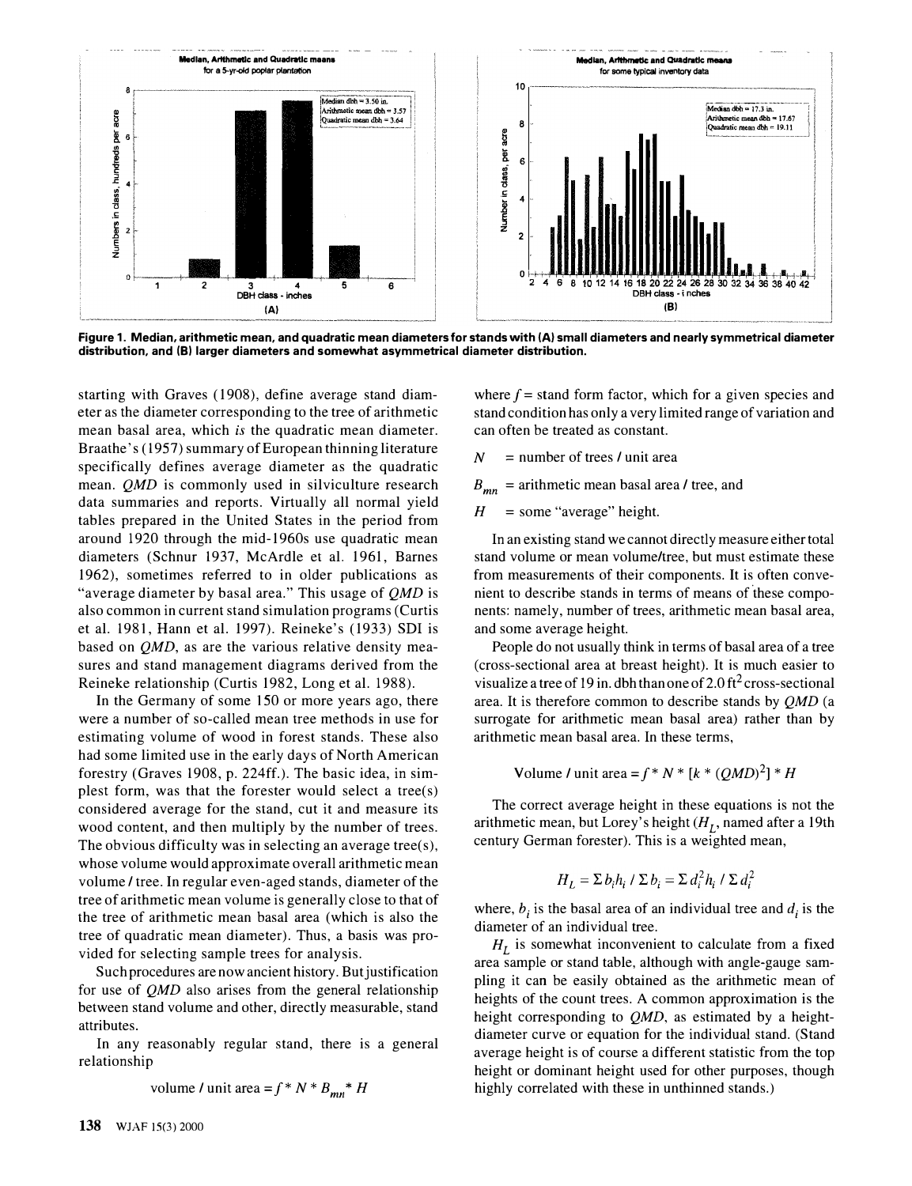Figure 1. Median, arithmetic mean, and quadratic mean diameters for stands with (A) small diameters and nearly symmetrical diameter distribution, and (B) larger diameters and somewhat asymmetrical diameter distribution.

starting with Graves (1908), define average stand diameter as the diameter corresponding to the tree of arithmetic mean basal area, which *is* the quadratic mean diameter. Braathe's (1957) summary of European thinning literature specifically defines average diameter as the quadratic mean. *QMD* is commonly used in silviculture research data summaries and reports. Virtually all normal yield tables prepared in the United States in the period from around 1920 through the mid-1960s use quadratic mean diameters (Schnur 1937, McArdle et al. 1961, Barnes 1962), sometimes referred to in older publications as "average diameter by basal area." This usage of *QMD* is also common in current stand simulation programs (Curtis et al. 1981, Hann et al. 1997). Reineke's (1933) SDI is based on *QMD*, as are the various relative density measures and stand management diagrams derived from the Reineke relationship (Curtis 1982, Long et al. 1988).

In the Germany of some 150 or more years ago, there were a number of so-called mean tree methods in use for estimating volume of wood in forest stands. These also had some limited use in the early days of North American forestry (Graves 1908, p. 224ff.). The basic idea, in simplest form, was that the forester would select a tree(s) considered average for the stand, cut it and measure its wood content, and then multiply by the number of trees. The obvious difficulty was in selecting an average tree(s), whose volume would approximate overall arithmetic mean volume / tree. In regular even-aged stands, diameter of the tree of arithmetic mean volume is generally close to that of the tree of arithmetic mean basal area (which is also the tree of quadratic mean diameter). Thus, a basis was provided for selecting sample trees for analysis.

Such procedures are now ancient history. But justification for use of *QMD* also arises from the general relationship between stand volume and other, directly measurable, stand attributes.

In any reasonably regular stand, there is a general relationship

$$\text{volume / unit area} = f * N * B_{mn} * H$$

where $f$ = stand form factor, which for a given species and stand condition has only a very limited range of variation and can often be treated as constant.

$N$ = number of trees / unit area

$B_{mn}$ = arithmetic mean basal area / tree, and

$H$ = some "average" height.

In an existing stand we cannot directly measure either total stand volume or mean volume/tree, but must estimate these from measurements of their components. It is often convenient to describe stands in terms of means of these components: namely, number of trees, arithmetic mean basal area, and some average height.

People do not usually think in terms of basal area of a tree (cross-sectional area at breast height). It is much easier to visualize a tree of 19 in. dbh than one of 2.0 $ft^2$ cross-sectional area. It is therefore common to describe stands by *QMD* (a surrogate for arithmetic mean basal area) rather than by arithmetic mean basal area. In these terms,

$$\text{Volume / unit area} = f * N * [k * (QMD)^2] * H$$

The correct average height in these equations is not the arithmetic mean, but Lorey's height ($H_L$, named after a 19th century German forester). This is a weighted mean,

$$H_L = \Sigma b_i h_i / \Sigma b_i = \Sigma d_i^2 h_i / \Sigma d_i^2$$

where, $b_i$ is the basal area of an individual tree and $d_i$ is the diameter of an individual tree.

$H_L$ is somewhat inconvenient to calculate from a fixed area sample or stand table, although with angle-gauge sampling it can be easily obtained as the arithmetic mean of heights of the count trees. A common approximation is the height corresponding to *QMD*, as estimated by a height-diameter curve or equation for the individual stand. (Stand average height is of course a different statistic from the top height or dominant height used for other purposes, though highly correlated with these in unthinned stands.)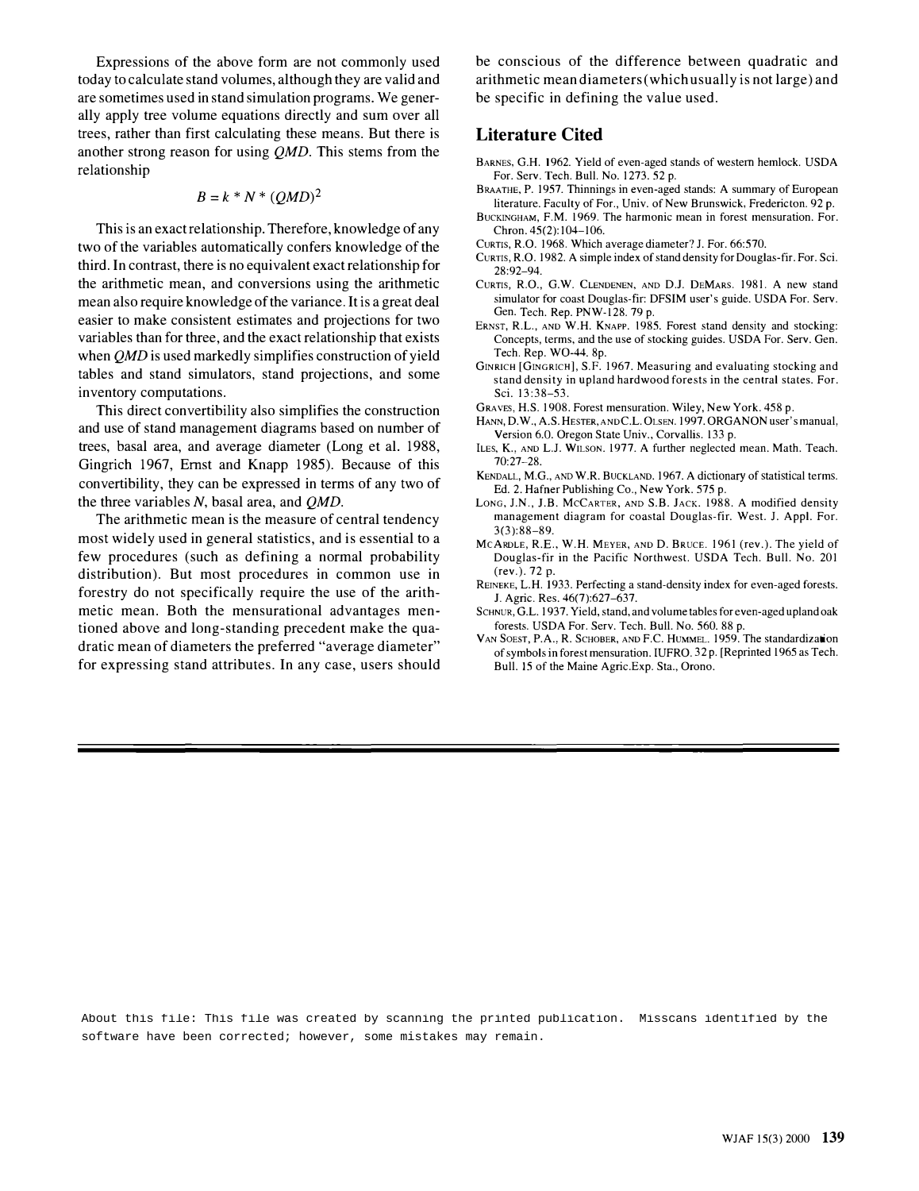Expressions of the above form are not commonly used today to calculate stand volumes, although they are valid and are sometimes used in stand simulation programs. We generally apply tree volume equations directly and sum over all trees, rather than first calculating these means. But there is another strong reason for using *QMD*. This stems from the relationship

$$B = k * N * (QMD)^2$$

This is an exact relationship. Therefore, knowledge of any two of the variables automatically confers knowledge of the third. In contrast, there is no equivalent exact relationship for the arithmetic mean, and conversions using the arithmetic mean also require knowledge of the variance. It is a great deal easier to make consistent estimates and projections for two variables than for three, and the exact relationship that exists when *QMD* is used markedly simplifies construction of yield tables and stand simulators, stand projections, and some inventory computations.

This direct convertibility also simplifies the construction and use of stand management diagrams based on number of trees, basal area, and average diameter (Long et al. 1988, Gingrich 1967, Ernst and Knapp 1985). Because of this convertibility, they can be expressed in terms of any two of the three variables *N*, basal area, and *QMD*.

The arithmetic mean is the measure of central tendency most widely used in general statistics, and is essential to a few procedures (such as defining a normal probability distribution). But most procedures in common use in forestry do not specifically require the use of the arithmetic mean. Both the mensurational advantages mentioned above and long-standing precedent make the quadratic mean of diameters the preferred "average diameter" for expressing stand attributes. In any case, users should be conscious of the difference between quadratic and arithmetic mean diameters (which usually is not large) and be specific in defining the value used.

## Literature Cited

Barnes, G.H. 1962. Yield of even-aged stands of western hemlock. USDA For. Serv. Tech. Bull. No. 1273. 52 p.

Braathe, P. 1957. Thinnings in even-aged stands: A summary of European literature. Faculty of For., Univ. of New Brunswick, Fredericton. 92 p.

Buckingham, F.M. 1969. The harmonic mean in forest mensuration. For. Chron. 45(2):104–106.

Curtis, R.O. 1968. Which average diameter? J. For. 66:570.

Curtis, R.O. 1982. A simple index of stand density for Douglas-fir. For. Sci. 28:92–94.

Curtis, R.O., G.W. Clendenen, and D.J. DeMars. 1981. A new stand simulator for coast Douglas-fir: DFSIM user's guide. USDA For. Serv. Gen. Tech. Rep. PNW-128. 79 p.

Ernst, R.L., and W.H. Knapp. 1985. Forest stand density and stocking: Concepts, terms, and the use of stocking guides. USDA For. Serv. Gen. Tech. Rep. WO-44. 8p.

Ginrich [Gingrich], S.F. 1967. Measuring and evaluating stocking and stand density in upland hardwood forests in the central states. For. Sci. 13:38–53.

Graves, H.S. 1908. Forest mensuration. Wiley, New York. 458 p.

Hann, D.W., A.S. Hester, and C.L. Olsen. 1997. ORGANON user's manual, Version 6.0. Oregon State Univ., Corvallis. 133 p.

Iles, K., and L.J. Wilson. 1977. A further neglected mean. Math. Teach. 70:27–28.

Kendall, M.G., and W.R. Buckland. 1967. A dictionary of statistical terms. Ed. 2. Hafner Publishing Co., New York. 575 p.

Long, J.N., J.B. McCarter, and S.B. Jack. 1988. A modified density management diagram for coastal Douglas-fir. West. J. Appl. For. 3(3):88–89.

McArdle, R.E., W.H. Meyer, and D. Bruce. 1961 (rev.). The yield of Douglas-fir in the Pacific Northwest. USDA Tech. Bull. No. 201 (rev.). 72 p.

Reineke, L.H. 1933. Perfecting a stand-density index for even-aged forests. J. Agric. Res. 46(7):627–637.

Schnur, G.L. 1937. Yield, stand, and volume tables for even-aged upland oak forests. USDA For. Serv. Tech. Bull. No. 560. 88 p.

Van Soest, P.A., R. Schober, and F.C. Hummel. 1959. The standardization of symbols in forest mensuration. IUFRO. 32 p. [Reprinted 1965 as Tech. Bull. 15 of the Maine Agric.Exp. Sta., Orono.

About this file: This file was created by scanning the printed publication. Misscans identified by the software have been corrected; however, some mistakes may remain.